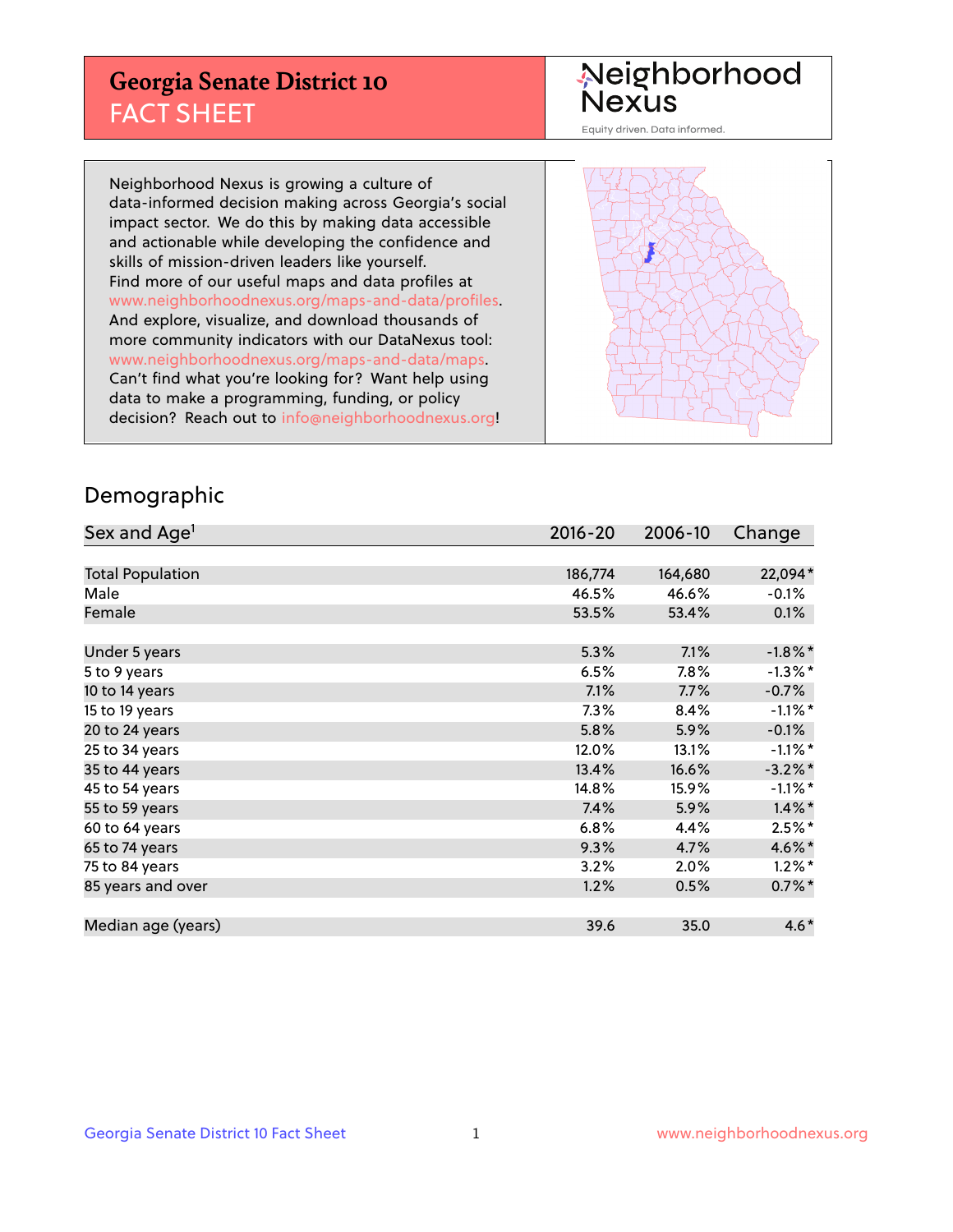# Georgia Senate District 10
## FACT SHEET

Neighborhood Nexus
Equity driven. Data informed.

Neighborhood Nexus is growing a culture of data-informed decision making across Georgia's social impact sector. We do this by making data accessible and actionable while developing the confidence and skills of mission-driven leaders like yourself. Find more of our useful maps and data profiles at www.neighborhoodnexus.org/maps-and-data/profiles. And explore, visualize, and download thousands of more community indicators with our DataNexus tool: www.neighborhoodnexus.org/maps-and-data/maps. Can't find what you're looking for? Want help using data to make a programming, funding, or policy decision? Reach out to info@neighborhoodnexus.org!

## Demographic

| Sex and Age[1] | 2016-20 | 2006-10 | Change |
|---|---|---|---|
| Total Population | 186,774 | 164,680 | 22,094* |
| Male | 46.5% | 46.6% | -0.1% |
| Female | 53.5% | 53.4% | 0.1% |
| Under 5 years | 5.3% | 7.1% | -1.8%* |
| 5 to 9 years | 6.5% | 7.8% | -1.3%* |
| 10 to 14 years | 7.1% | 7.7% | -0.7% |
| 15 to 19 years | 7.3% | 8.4% | -1.1%* |
| 20 to 24 years | 5.8% | 5.9% | -0.1% |
| 25 to 34 years | 12.0% | 13.1% | -1.1%* |
| 35 to 44 years | 13.4% | 16.6% | -3.2%* |
| 45 to 54 years | 14.8% | 15.9% | -1.1%* |
| 55 to 59 years | 7.4% | 5.9% | 1.4%* |
| 60 to 64 years | 6.8% | 4.4% | 2.5%* |
| 65 to 74 years | 9.3% | 4.7% | 4.6%* |
| 75 to 84 years | 3.2% | 2.0% | 1.2%* |
| 85 years and over | 1.2% | 0.5% | 0.7%* |
| Median age (years) | 39.6 | 35.0 | 4.6* |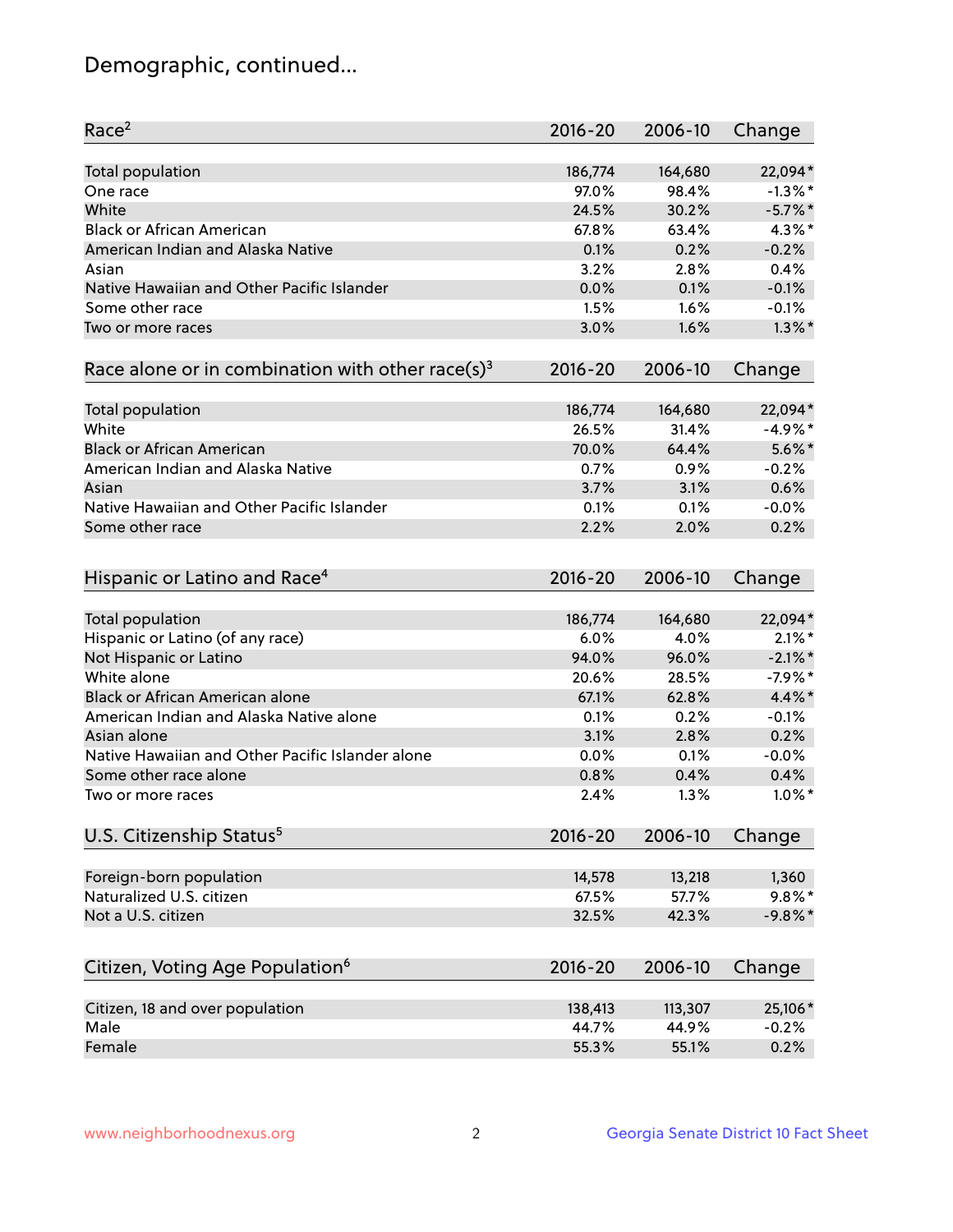## Demographic, continued...

| Race[2] | 2016-20 | 2006-10 | Change |
|---|---|---|---|
| Total population | 186,774 | 164,680 | 22,094* |
| One race | 97.0% | 98.4% | -1.3%* |
| White | 24.5% | 30.2% | -5.7%* |
| Black or African American | 67.8% | 63.4% | 4.3%* |
| American Indian and Alaska Native | 0.1% | 0.2% | -0.2% |
| Asian | 3.2% | 2.8% | 0.4% |
| Native Hawaiian and Other Pacific Islander | 0.0% | 0.1% | -0.1% |
| Some other race | 1.5% | 1.6% | -0.1% |
| Two or more races | 3.0% | 1.6% | 1.3%* |

| Race alone or in combination with other race(s)[3] | 2016-20 | 2006-10 | Change |
|---|---|---|---|
| Total population | 186,774 | 164,680 | 22,094* |
| White | 26.5% | 31.4% | -4.9%* |
| Black or African American | 70.0% | 64.4% | 5.6%* |
| American Indian and Alaska Native | 0.7% | 0.9% | -0.2% |
| Asian | 3.7% | 3.1% | 0.6% |
| Native Hawaiian and Other Pacific Islander | 0.1% | 0.1% | -0.0% |
| Some other race | 2.2% | 2.0% | 0.2% |

| Hispanic or Latino and Race[4] | 2016-20 | 2006-10 | Change |
|---|---|---|---|
| Total population | 186,774 | 164,680 | 22,094* |
| Hispanic or Latino (of any race) | 6.0% | 4.0% | 2.1%* |
| Not Hispanic or Latino | 94.0% | 96.0% | -2.1%* |
| White alone | 20.6% | 28.5% | -7.9%* |
| Black or African American alone | 67.1% | 62.8% | 4.4%* |
| American Indian and Alaska Native alone | 0.1% | 0.2% | -0.1% |
| Asian alone | 3.1% | 2.8% | 0.2% |
| Native Hawaiian and Other Pacific Islander alone | 0.0% | 0.1% | -0.0% |
| Some other race alone | 0.8% | 0.4% | 0.4% |
| Two or more races | 2.4% | 1.3% | 1.0%* |

| U.S. Citizenship Status[5] | 2016-20 | 2006-10 | Change |
|---|---|---|---|
| Foreign-born population | 14,578 | 13,218 | 1,360 |
| Naturalized U.S. citizen | 67.5% | 57.7% | 9.8%* |
| Not a U.S. citizen | 32.5% | 42.3% | -9.8%* |

| Citizen, Voting Age Population[6] | 2016-20 | 2006-10 | Change |
|---|---|---|---|
| Citizen, 18 and over population | 138,413 | 113,307 | 25,106* |
| Male | 44.7% | 44.9% | -0.2% |
| Female | 55.3% | 55.1% | 0.2% |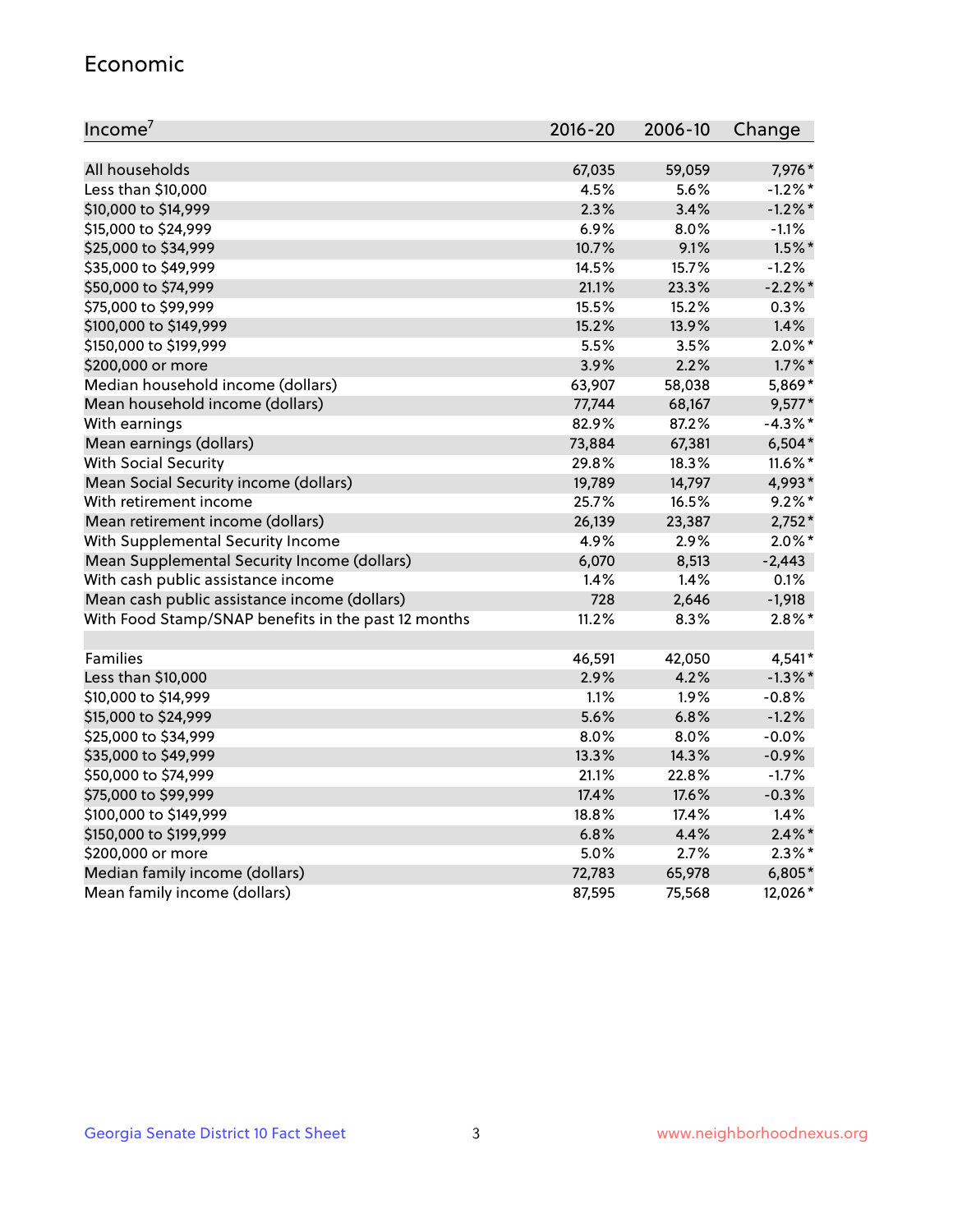## Economic

| Income[7] | 2016-20 | 2006-10 | Change |
|---|---|---|---|
| All households | 67,035 | 59,059 | 7,976* |
| Less than $10,000 | 4.5% | 5.6% | -1.2%* |
| $10,000 to $14,999 | 2.3% | 3.4% | -1.2%* |
| $15,000 to $24,999 | 6.9% | 8.0% | -1.1% |
| $25,000 to $34,999 | 10.7% | 9.1% | 1.5%* |
| $35,000 to $49,999 | 14.5% | 15.7% | -1.2% |
| $50,000 to $74,999 | 21.1% | 23.3% | -2.2%* |
| $75,000 to $99,999 | 15.5% | 15.2% | 0.3% |
| $100,000 to $149,999 | 15.2% | 13.9% | 1.4% |
| $150,000 to $199,999 | 5.5% | 3.5% | 2.0%* |
| $200,000 or more | 3.9% | 2.2% | 1.7%* |
| Median household income (dollars) | 63,907 | 58,038 | 5,869* |
| Mean household income (dollars) | 77,744 | 68,167 | 9,577* |
| With earnings | 82.9% | 87.2% | -4.3%* |
| Mean earnings (dollars) | 73,884 | 67,381 | 6,504* |
| With Social Security | 29.8% | 18.3% | 11.6%* |
| Mean Social Security income (dollars) | 19,789 | 14,797 | 4,993* |
| With retirement income | 25.7% | 16.5% | 9.2%* |
| Mean retirement income (dollars) | 26,139 | 23,387 | 2,752* |
| With Supplemental Security Income | 4.9% | 2.9% | 2.0%* |
| Mean Supplemental Security Income (dollars) | 6,070 | 8,513 | -2,443 |
| With cash public assistance income | 1.4% | 1.4% | 0.1% |
| Mean cash public assistance income (dollars) | 728 | 2,646 | -1,918 |
| With Food Stamp/SNAP benefits in the past 12 months | 11.2% | 8.3% | 2.8%* |
| | | | |
| Families | 46,591 | 42,050 | 4,541* |
| Less than $10,000 | 2.9% | 4.2% | -1.3%* |
| $10,000 to $14,999 | 1.1% | 1.9% | -0.8% |
| $15,000 to $24,999 | 5.6% | 6.8% | -1.2% |
| $25,000 to $34,999 | 8.0% | 8.0% | -0.0% |
| $35,000 to $49,999 | 13.3% | 14.3% | -0.9% |
| $50,000 to $74,999 | 21.1% | 22.8% | -1.7% |
| $75,000 to $99,999 | 17.4% | 17.6% | -0.3% |
| $100,000 to $149,999 | 18.8% | 17.4% | 1.4% |
| $150,000 to $199,999 | 6.8% | 4.4% | 2.4%* |
| $200,000 or more | 5.0% | 2.7% | 2.3%* |
| Median family income (dollars) | 72,783 | 65,978 | 6,805* |
| Mean family income (dollars) | 87,595 | 75,568 | 12,026* |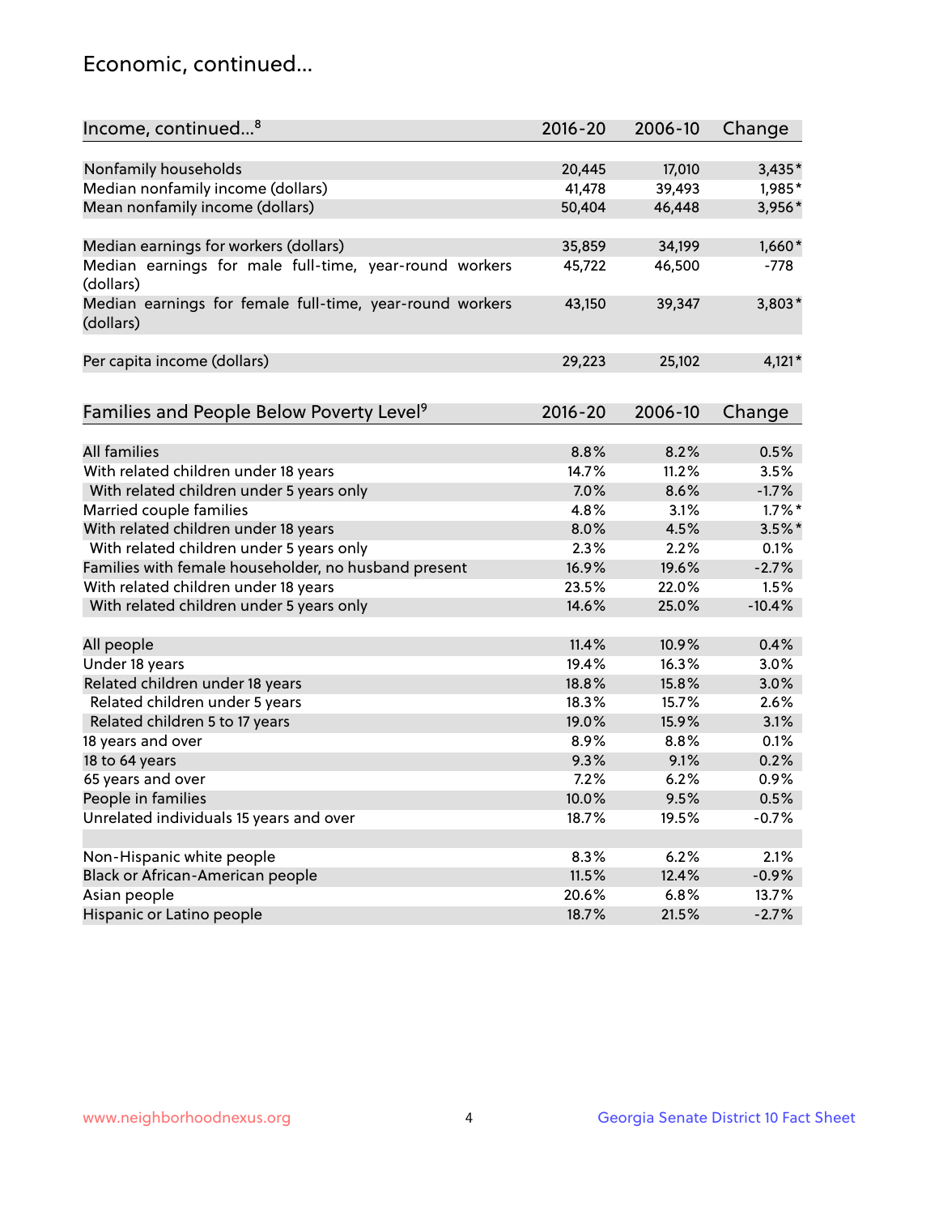## Economic, continued...

| Income, continued...[8] | 2016-20 | 2006-10 | Change |
|---|---|---|---|
| Nonfamily households | 20,445 | 17,010 | 3,435* |
| Median nonfamily income (dollars) | 41,478 | 39,493 | 1,985* |
| Mean nonfamily income (dollars) | 50,404 | 46,448 | 3,956* |
| Median earnings for workers (dollars) | 35,859 | 34,199 | 1,660* |
| Median earnings for male full-time, year-round workers (dollars) | 45,722 | 46,500 | -778 |
| Median earnings for female full-time, year-round workers (dollars) | 43,150 | 39,347 | 3,803* |
| Per capita income (dollars) | 29,223 | 25,102 | 4,121* |

| Families and People Below Poverty Level[9] | 2016-20 | 2006-10 | Change |
|---|---|---|---|
| All families | 8.8% | 8.2% | 0.5% |
| With related children under 18 years | 14.7% | 11.2% | 3.5% |
| With related children under 5 years only | 7.0% | 8.6% | -1.7% |
| Married couple families | 4.8% | 3.1% | 1.7%* |
| With related children under 18 years | 8.0% | 4.5% | 3.5%* |
| With related children under 5 years only | 2.3% | 2.2% | 0.1% |
| Families with female householder, no husband present | 16.9% | 19.6% | -2.7% |
| With related children under 18 years | 23.5% | 22.0% | 1.5% |
| With related children under 5 years only | 14.6% | 25.0% | -10.4% |
| All people | 11.4% | 10.9% | 0.4% |
| Under 18 years | 19.4% | 16.3% | 3.0% |
| Related children under 18 years | 18.8% | 15.8% | 3.0% |
| Related children under 5 years | 18.3% | 15.7% | 2.6% |
| Related children 5 to 17 years | 19.0% | 15.9% | 3.1% |
| 18 years and over | 8.9% | 8.8% | 0.1% |
| 18 to 64 years | 9.3% | 9.1% | 0.2% |
| 65 years and over | 7.2% | 6.2% | 0.9% |
| People in families | 10.0% | 9.5% | 0.5% |
| Unrelated individuals 15 years and over | 18.7% | 19.5% | -0.7% |
| Non-Hispanic white people | 8.3% | 6.2% | 2.1% |
| Black or African-American people | 11.5% | 12.4% | -0.9% |
| Asian people | 20.6% | 6.8% | 13.7% |
| Hispanic or Latino people | 18.7% | 21.5% | -2.7% |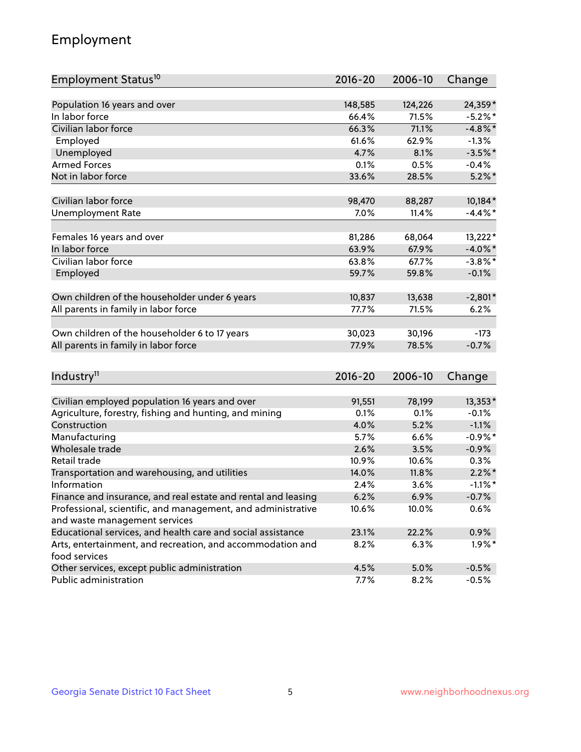# Employment

| Employment Status[10] | 2016-20 | 2006-10 | Change |
|---|---|---|---|
| Population 16 years and over | 148,585 | 124,226 | 24,359* |
| In labor force | 66.4% | 71.5% | -5.2%* |
| Civilian labor force | 66.3% | 71.1% | -4.8%* |
| Employed | 61.6% | 62.9% | -1.3% |
| Unemployed | 4.7% | 8.1% | -3.5%* |
| Armed Forces | 0.1% | 0.5% | -0.4% |
| Not in labor force | 33.6% | 28.5% | 5.2%* |
| | | | |
| Civilian labor force | 98,470 | 88,287 | 10,184* |
| Unemployment Rate | 7.0% | 11.4% | -4.4%* |
| | | | |
| Females 16 years and over | 81,286 | 68,064 | 13,222* |
| In labor force | 63.9% | 67.9% | -4.0%* |
| Civilian labor force | 63.8% | 67.7% | -3.8%* |
| Employed | 59.7% | 59.8% | -0.1% |
| | | | |
| Own children of the householder under 6 years | 10,837 | 13,638 | -2,801* |
| All parents in family in labor force | 77.7% | 71.5% | 6.2% |
| | | | |
| Own children of the householder 6 to 17 years | 30,023 | 30,196 | -173 |
| All parents in family in labor force | 77.9% | 78.5% | -0.7% |

| Industry[11] | 2016-20 | 2006-10 | Change |
|---|---|---|---|
| Civilian employed population 16 years and over | 91,551 | 78,199 | 13,353* |
| Agriculture, forestry, fishing and hunting, and mining | 0.1% | 0.1% | -0.1% |
| Construction | 4.0% | 5.2% | -1.1% |
| Manufacturing | 5.7% | 6.6% | -0.9%* |
| Wholesale trade | 2.6% | 3.5% | -0.9% |
| Retail trade | 10.9% | 10.6% | 0.3% |
| Transportation and warehousing, and utilities | 14.0% | 11.8% | 2.2%* |
| Information | 2.4% | 3.6% | -1.1%* |
| Finance and insurance, and real estate and rental and leasing | 6.2% | 6.9% | -0.7% |
| Professional, scientific, and management, and administrative and waste management services | 10.6% | 10.0% | 0.6% |
| Educational services, and health care and social assistance | 23.1% | 22.2% | 0.9% |
| Arts, entertainment, and recreation, and accommodation and food services | 8.2% | 6.3% | 1.9%* |
| Other services, except public administration | 4.5% | 5.0% | -0.5% |
| Public administration | 7.7% | 8.2% | -0.5% |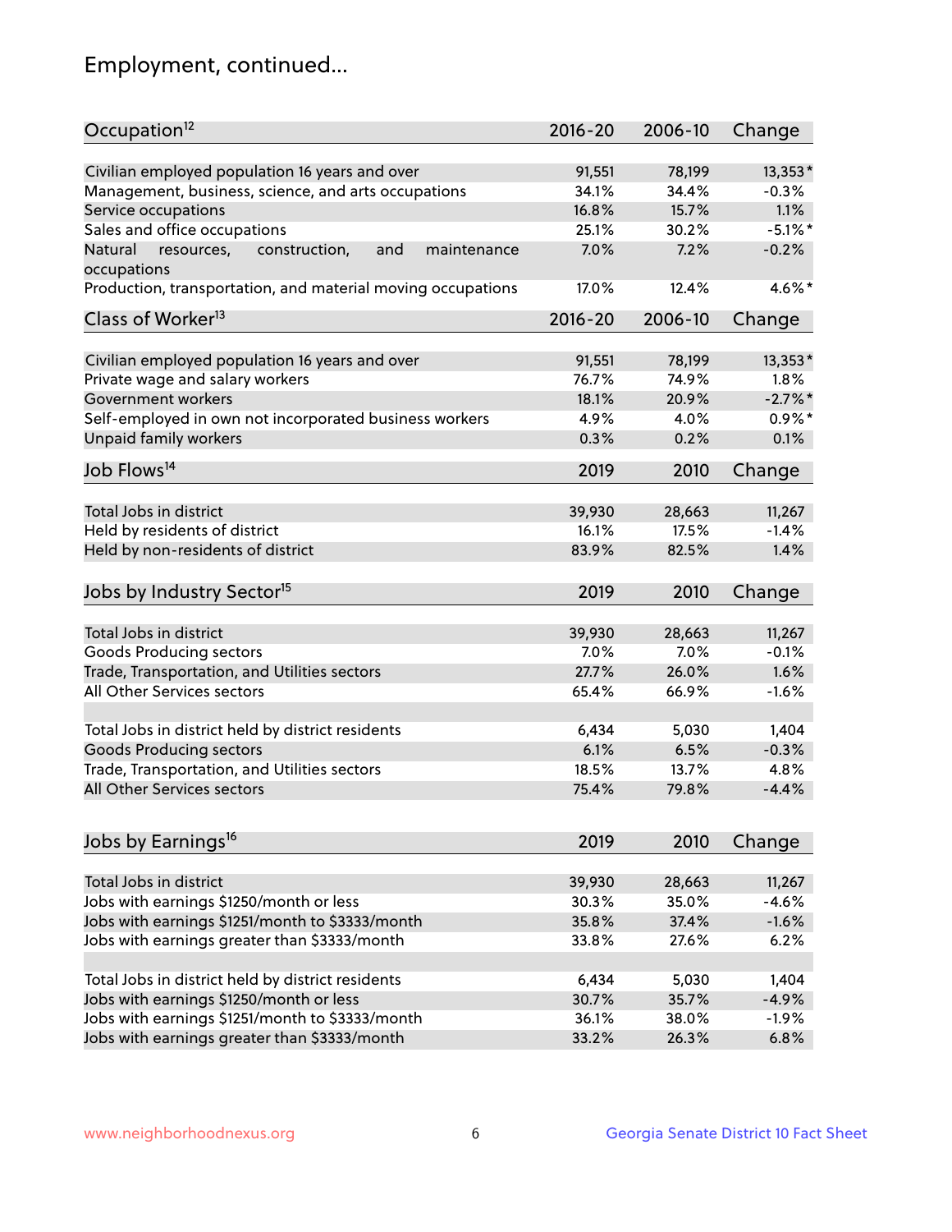## Employment, continued...

| Occupation[12] | 2016-20 | 2006-10 | Change |
|---|---|---|---|
| Civilian employed population 16 years and over | 91,551 | 78,199 | 13,353* |
| Management, business, science, and arts occupations | 34.1% | 34.4% | -0.3% |
| Service occupations | 16.8% | 15.7% | 1.1% |
| Sales and office occupations | 25.1% | 30.2% | -5.1%* |
| Natural resources, construction, and maintenance occupations | 7.0% | 7.2% | -0.2% |
| Production, transportation, and material moving occupations | 17.0% | 12.4% | 4.6%* |

| Class of Worker[13] | 2016-20 | 2006-10 | Change |
|---|---|---|---|
| Civilian employed population 16 years and over | 91,551 | 78,199 | 13,353* |
| Private wage and salary workers | 76.7% | 74.9% | 1.8% |
| Government workers | 18.1% | 20.9% | -2.7%* |
| Self-employed in own not incorporated business workers | 4.9% | 4.0% | 0.9%* |
| Unpaid family workers | 0.3% | 0.2% | 0.1% |

| Job Flows[14] | 2019 | 2010 | Change |
|---|---|---|---|
| Total Jobs in district | 39,930 | 28,663 | 11,267 |
| Held by residents of district | 16.1% | 17.5% | -1.4% |
| Held by non-residents of district | 83.9% | 82.5% | 1.4% |

| Jobs by Industry Sector[15] | 2019 | 2010 | Change |
|---|---|---|---|
| Total Jobs in district | 39,930 | 28,663 | 11,267 |
| Goods Producing sectors | 7.0% | 7.0% | -0.1% |
| Trade, Transportation, and Utilities sectors | 27.7% | 26.0% | 1.6% |
| All Other Services sectors | 65.4% | 66.9% | -1.6% |
| | | | |
| Total Jobs in district held by district residents | 6,434 | 5,030 | 1,404 |
| Goods Producing sectors | 6.1% | 6.5% | -0.3% |
| Trade, Transportation, and Utilities sectors | 18.5% | 13.7% | 4.8% |
| All Other Services sectors | 75.4% | 79.8% | -4.4% |

| Jobs by Earnings[16] | 2019 | 2010 | Change |
|---|---|---|---|
| Total Jobs in district | 39,930 | 28,663 | 11,267 |
| Jobs with earnings $1250/month or less | 30.3% | 35.0% | -4.6% |
| Jobs with earnings $1251/month to $3333/month | 35.8% | 37.4% | -1.6% |
| Jobs with earnings greater than $3333/month | 33.8% | 27.6% | 6.2% |
| | | | |
| Total Jobs in district held by district residents | 6,434 | 5,030 | 1,404 |
| Jobs with earnings $1250/month or less | 30.7% | 35.7% | -4.9% |
| Jobs with earnings $1251/month to $3333/month | 36.1% | 38.0% | -1.9% |
| Jobs with earnings greater than $3333/month | 33.2% | 26.3% | 6.8% |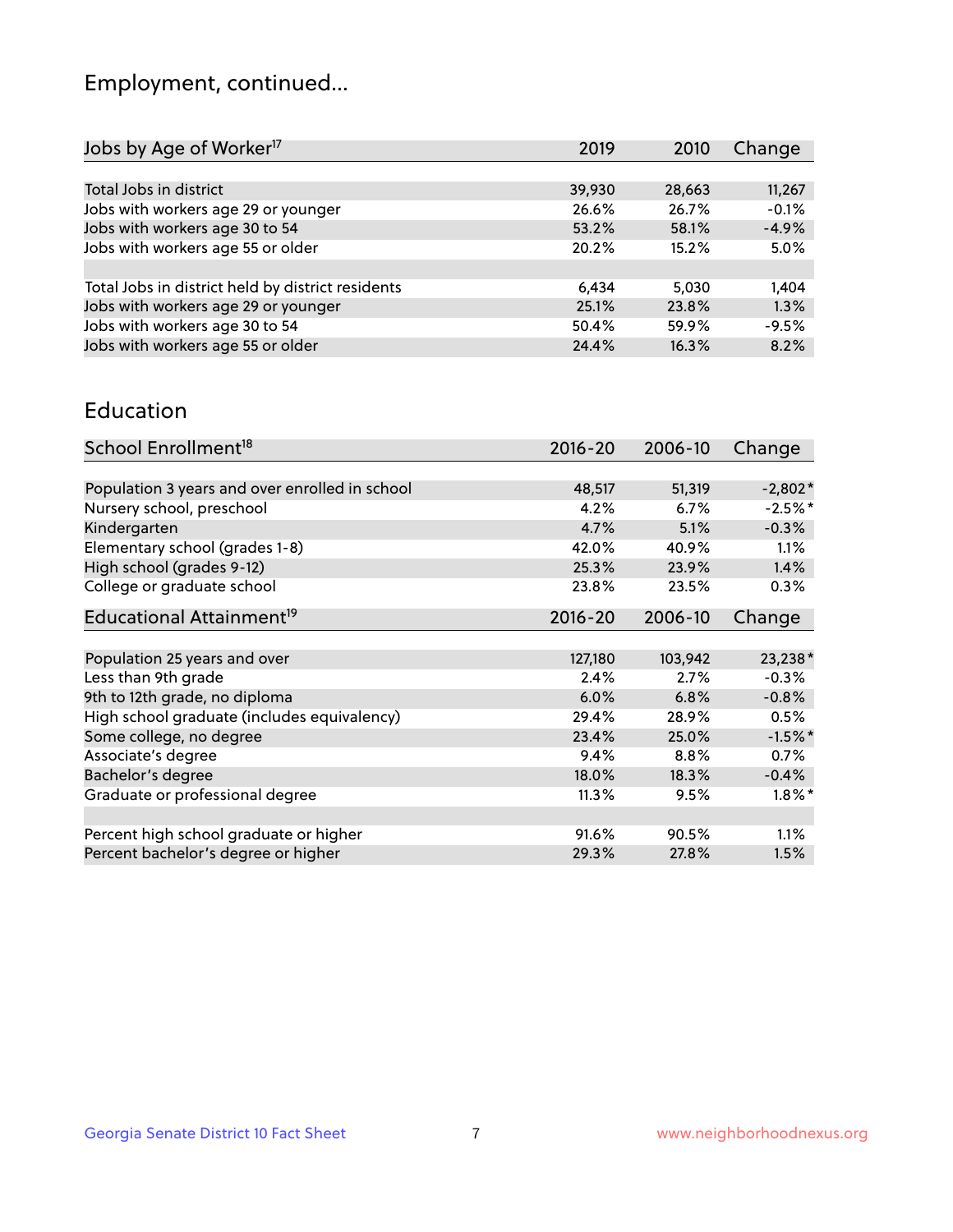# Employment, continued...

| Jobs by Age of Worker[17] | 2019 | 2010 | Change |
|---|---|---|---|
| Total Jobs in district | 39,930 | 28,663 | 11,267 |
| Jobs with workers age 29 or younger | 26.6% | 26.7% | -0.1% |
| Jobs with workers age 30 to 54 | 53.2% | 58.1% | -4.9% |
| Jobs with workers age 55 or older | 20.2% | 15.2% | 5.0% |
| | | | |
| Total Jobs in district held by district residents | 6,434 | 5,030 | 1,404 |
| Jobs with workers age 29 or younger | 25.1% | 23.8% | 1.3% |
| Jobs with workers age 30 to 54 | 50.4% | 59.9% | -9.5% |
| Jobs with workers age 55 or older | 24.4% | 16.3% | 8.2% |

## Education

| School Enrollment[18] | 2016-20 | 2006-10 | Change |
|---|---|---|---|
| Population 3 years and over enrolled in school | 48,517 | 51,319 | -2,802* |
| Nursery school, preschool | 4.2% | 6.7% | -2.5%* |
| Kindergarten | 4.7% | 5.1% | -0.3% |
| Elementary school (grades 1-8) | 42.0% | 40.9% | 1.1% |
| High school (grades 9-12) | 25.3% | 23.9% | 1.4% |
| College or graduate school | 23.8% | 23.5% | 0.3% |

| Educational Attainment[19] | 2016-20 | 2006-10 | Change |
|---|---|---|---|
| Population 25 years and over | 127,180 | 103,942 | 23,238* |
| Less than 9th grade | 2.4% | 2.7% | -0.3% |
| 9th to 12th grade, no diploma | 6.0% | 6.8% | -0.8% |
| High school graduate (includes equivalency) | 29.4% | 28.9% | 0.5% |
| Some college, no degree | 23.4% | 25.0% | -1.5%* |
| Associate's degree | 9.4% | 8.8% | 0.7% |
| Bachelor's degree | 18.0% | 18.3% | -0.4% |
| Graduate or professional degree | 11.3% | 9.5% | 1.8%* |
| | | | |
| Percent high school graduate or higher | 91.6% | 90.5% | 1.1% |
| Percent bachelor's degree or higher | 29.3% | 27.8% | 1.5% |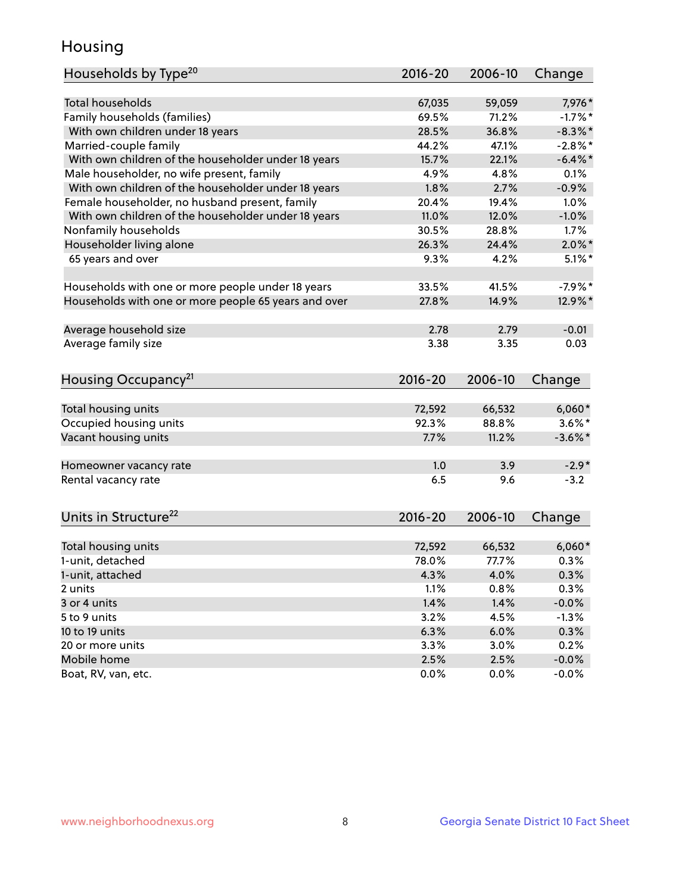## Housing

| Households by Type[20] | 2016-20 | 2006-10 | Change |
|---|---|---|---|
| Total households | 67,035 | 59,059 | 7,976* |
| Family households (families) | 69.5% | 71.2% | -1.7%* |
| With own children under 18 years | 28.5% | 36.8% | -8.3%* |
| Married-couple family | 44.2% | 47.1% | -2.8%* |
| With own children of the householder under 18 years | 15.7% | 22.1% | -6.4%* |
| Male householder, no wife present, family | 4.9% | 4.8% | 0.1% |
| With own children of the householder under 18 years | 1.8% | 2.7% | -0.9% |
| Female householder, no husband present, family | 20.4% | 19.4% | 1.0% |
| With own children of the householder under 18 years | 11.0% | 12.0% | -1.0% |
| Nonfamily households | 30.5% | 28.8% | 1.7% |
| Householder living alone | 26.3% | 24.4% | 2.0%* |
| 65 years and over | 9.3% | 4.2% | 5.1%* |
| | | | |
| Households with one or more people under 18 years | 33.5% | 41.5% | -7.9%* |
| Households with one or more people 65 years and over | 27.8% | 14.9% | 12.9%* |
| | | | |
| Average household size | 2.78 | 2.79 | -0.01 |
| Average family size | 3.38 | 3.35 | 0.03 |

| Housing Occupancy[21] | 2016-20 | 2006-10 | Change |
|---|---|---|---|
| Total housing units | 72,592 | 66,532 | 6,060* |
| Occupied housing units | 92.3% | 88.8% | 3.6%* |
| Vacant housing units | 7.7% | 11.2% | -3.6%* |
| | | | |
| Homeowner vacancy rate | 1.0 | 3.9 | -2.9* |
| Rental vacancy rate | 6.5 | 9.6 | -3.2 |

| Units in Structure[22] | 2016-20 | 2006-10 | Change |
|---|---|---|---|
| Total housing units | 72,592 | 66,532 | 6,060* |
| 1-unit, detached | 78.0% | 77.7% | 0.3% |
| 1-unit, attached | 4.3% | 4.0% | 0.3% |
| 2 units | 1.1% | 0.8% | 0.3% |
| 3 or 4 units | 1.4% | 1.4% | -0.0% |
| 5 to 9 units | 3.2% | 4.5% | -1.3% |
| 10 to 19 units | 6.3% | 6.0% | 0.3% |
| 20 or more units | 3.3% | 3.0% | 0.2% |
| Mobile home | 2.5% | 2.5% | -0.0% |
| Boat, RV, van, etc. | 0.0% | 0.0% | -0.0% |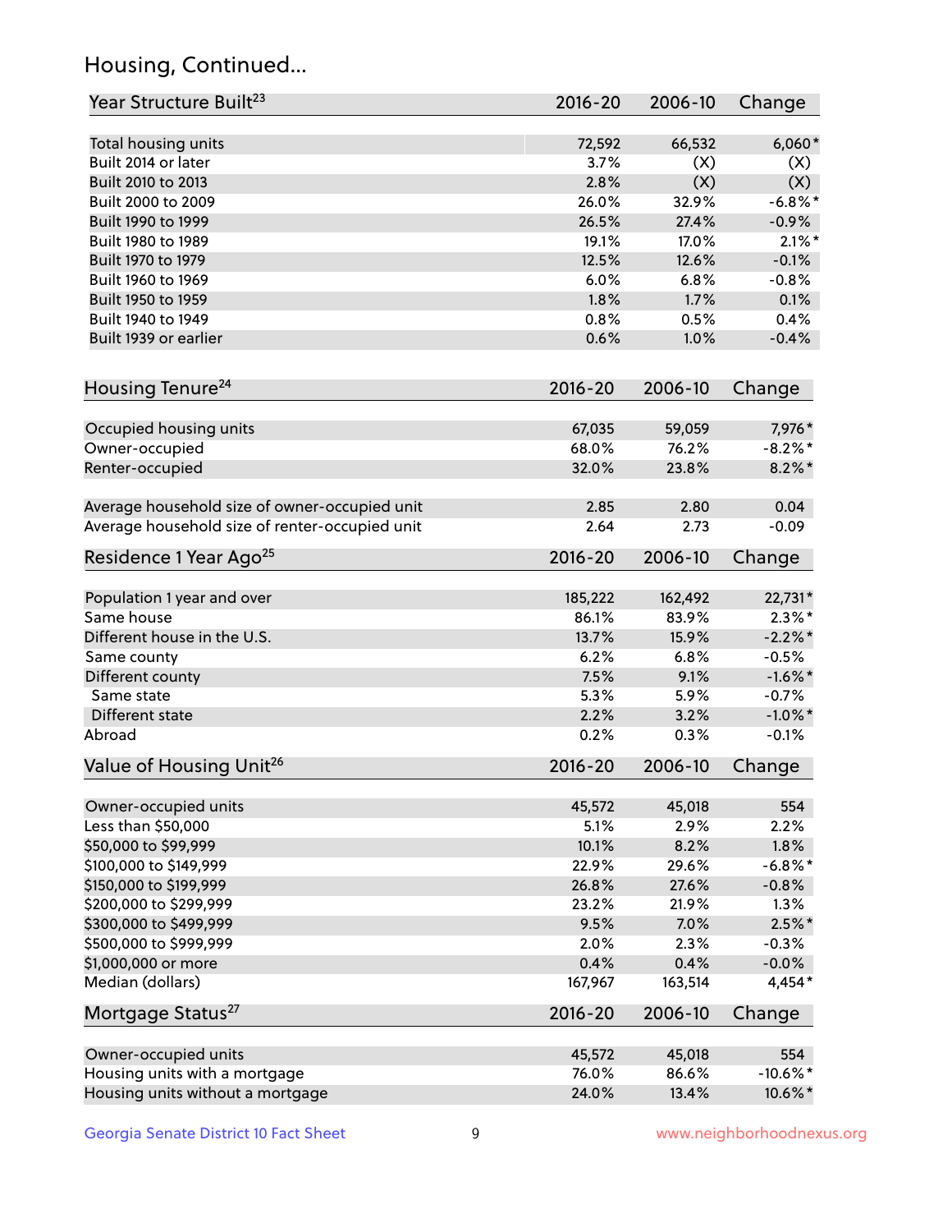## Housing, Continued...

| Year Structure Built[23] | 2016-20 | 2006-10 | Change |
|---|---|---|---|
| Total housing units | 72,592 | 66,532 | 6,060* |
| Built 2014 or later | 3.7% | (X) | (X) |
| Built 2010 to 2013 | 2.8% | (X) | (X) |
| Built 2000 to 2009 | 26.0% | 32.9% | -6.8%* |
| Built 1990 to 1999 | 26.5% | 27.4% | -0.9% |
| Built 1980 to 1989 | 19.1% | 17.0% | 2.1%* |
| Built 1970 to 1979 | 12.5% | 12.6% | -0.1% |
| Built 1960 to 1969 | 6.0% | 6.8% | -0.8% |
| Built 1950 to 1959 | 1.8% | 1.7% | 0.1% |
| Built 1940 to 1949 | 0.8% | 0.5% | 0.4% |
| Built 1939 or earlier | 0.6% | 1.0% | -0.4% |

| Housing Tenure[24] | 2016-20 | 2006-10 | Change |
|---|---|---|---|
| Occupied housing units | 67,035 | 59,059 | 7,976* |
| Owner-occupied | 68.0% | 76.2% | -8.2%* |
| Renter-occupied | 32.0% | 23.8% | 8.2%* |
| Average household size of owner-occupied unit | 2.85 | 2.80 | 0.04 |
| Average household size of renter-occupied unit | 2.64 | 2.73 | -0.09 |

| Residence 1 Year Ago[25] | 2016-20 | 2006-10 | Change |
|---|---|---|---|
| Population 1 year and over | 185,222 | 162,492 | 22,731* |
| Same house | 86.1% | 83.9% | 2.3%* |
| Different house in the U.S. | 13.7% | 15.9% | -2.2%* |
| Same county | 6.2% | 6.8% | -0.5% |
| Different county | 7.5% | 9.1% | -1.6%* |
| Same state | 5.3% | 5.9% | -0.7% |
| Different state | 2.2% | 3.2% | -1.0%* |
| Abroad | 0.2% | 0.3% | -0.1% |

| Value of Housing Unit[26] | 2016-20 | 2006-10 | Change |
|---|---|---|---|
| Owner-occupied units | 45,572 | 45,018 | 554 |
| Less than $50,000 | 5.1% | 2.9% | 2.2% |
| $50,000 to $99,999 | 10.1% | 8.2% | 1.8% |
| $100,000 to $149,999 | 22.9% | 29.6% | -6.8%* |
| $150,000 to $199,999 | 26.8% | 27.6% | -0.8% |
| $200,000 to $299,999 | 23.2% | 21.9% | 1.3% |
| $300,000 to $499,999 | 9.5% | 7.0% | 2.5%* |
| $500,000 to $999,999 | 2.0% | 2.3% | -0.3% |
| $1,000,000 or more | 0.4% | 0.4% | -0.0% |
| Median (dollars) | 167,967 | 163,514 | 4,454* |

| Mortgage Status[27] | 2016-20 | 2006-10 | Change |
|---|---|---|---|
| Owner-occupied units | 45,572 | 45,018 | 554 |
| Housing units with a mortgage | 76.0% | 86.6% | -10.6%* |
| Housing units without a mortgage | 24.0% | 13.4% | 10.6%* |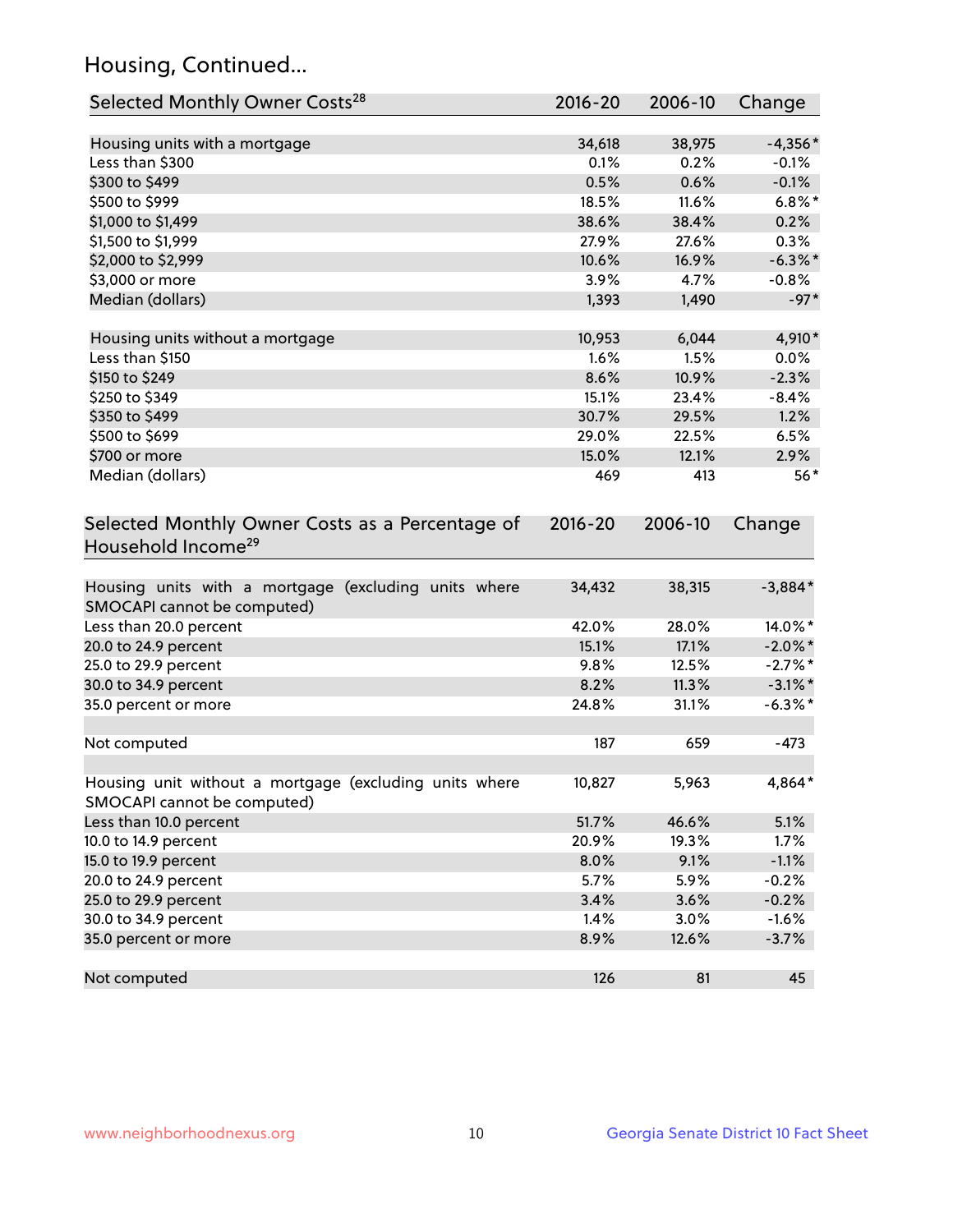## Housing, Continued...

| Selected Monthly Owner Costs[28] | 2016-20 | 2006-10 | Change |
|---|---|---|---|
| Housing units with a mortgage | 34,618 | 38,975 | -4,356* |
| Less than $300 | 0.1% | 0.2% | -0.1% |
| $300 to $499 | 0.5% | 0.6% | -0.1% |
| $500 to $999 | 18.5% | 11.6% | 6.8%* |
| $1,000 to $1,499 | 38.6% | 38.4% | 0.2% |
| $1,500 to $1,999 | 27.9% | 27.6% | 0.3% |
| $2,000 to $2,999 | 10.6% | 16.9% | -6.3%* |
| $3,000 or more | 3.9% | 4.7% | -0.8% |
| Median (dollars) | 1,393 | 1,490 | -97* |
| | | | |
| Housing units without a mortgage | 10,953 | 6,044 | 4,910* |
| Less than $150 | 1.6% | 1.5% | 0.0% |
| $150 to $249 | 8.6% | 10.9% | -2.3% |
| $250 to $349 | 15.1% | 23.4% | -8.4% |
| $350 to $499 | 30.7% | 29.5% | 1.2% |
| $500 to $699 | 29.0% | 22.5% | 6.5% |
| $700 or more | 15.0% | 12.1% | 2.9% |
| Median (dollars) | 469 | 413 | 56* |

| Selected Monthly Owner Costs as a Percentage of Household Income[29] | 2016-20 | 2006-10 | Change |
|---|---|---|---|
| Housing units with a mortgage (excluding units where SMOCAPI cannot be computed) | 34,432 | 38,315 | -3,884* |
| Less than 20.0 percent | 42.0% | 28.0% | 14.0%* |
| 20.0 to 24.9 percent | 15.1% | 17.1% | -2.0%* |
| 25.0 to 29.9 percent | 9.8% | 12.5% | -2.7%* |
| 30.0 to 34.9 percent | 8.2% | 11.3% | -3.1%* |
| 35.0 percent or more | 24.8% | 31.1% | -6.3%* |
| | | | |
| Not computed | 187 | 659 | -473 |
| | | | |
| Housing unit without a mortgage (excluding units where SMOCAPI cannot be computed) | 10,827 | 5,963 | 4,864* |
| Less than 10.0 percent | 51.7% | 46.6% | 5.1% |
| 10.0 to 14.9 percent | 20.9% | 19.3% | 1.7% |
| 15.0 to 19.9 percent | 8.0% | 9.1% | -1.1% |
| 20.0 to 24.9 percent | 5.7% | 5.9% | -0.2% |
| 25.0 to 29.9 percent | 3.4% | 3.6% | -0.2% |
| 30.0 to 34.9 percent | 1.4% | 3.0% | -1.6% |
| 35.0 percent or more | 8.9% | 12.6% | -3.7% |
| | | | |
| Not computed | 126 | 81 | 45 |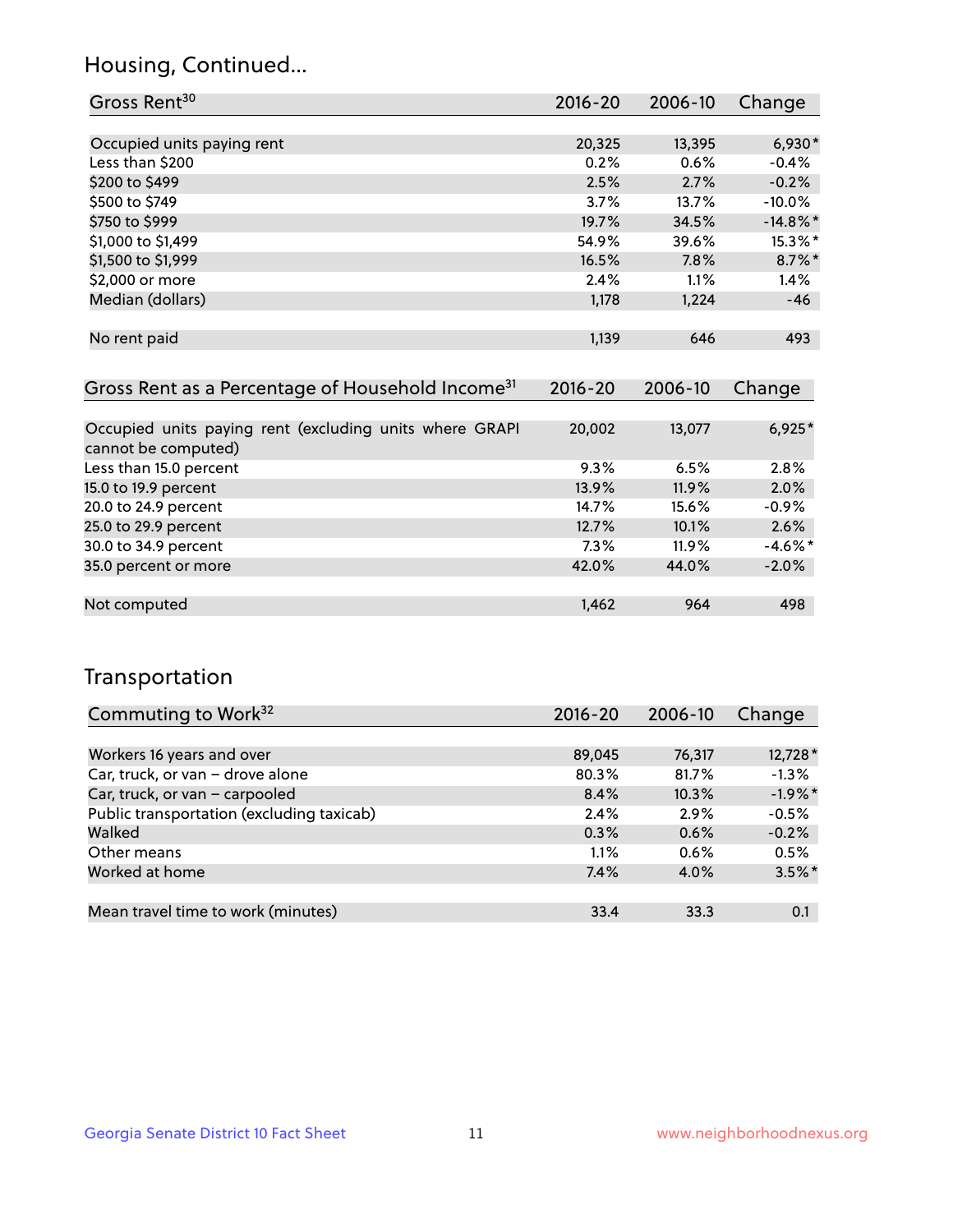## Housing, Continued...

| Gross Rent[30] | 2016-20 | 2006-10 | Change |
|---|---|---|---|
| Occupied units paying rent | 20,325 | 13,395 | 6,930* |
| Less than $200 | 0.2% | 0.6% | -0.4% |
| $200 to $499 | 2.5% | 2.7% | -0.2% |
| $500 to $749 | 3.7% | 13.7% | -10.0% |
| $750 to $999 | 19.7% | 34.5% | -14.8%* |
| $1,000 to $1,499 | 54.9% | 39.6% | 15.3%* |
| $1,500 to $1,999 | 16.5% | 7.8% | 8.7%* |
| $2,000 or more | 2.4% | 1.1% | 1.4% |
| Median (dollars) | 1,178 | 1,224 | -46 |
| No rent paid | 1,139 | 646 | 493 |

| Gross Rent as a Percentage of Household Income[31] | 2016-20 | 2006-10 | Change |
|---|---|---|---|
| Occupied units paying rent (excluding units where GRAPI cannot be computed) | 20,002 | 13,077 | 6,925* |
| Less than 15.0 percent | 9.3% | 6.5% | 2.8% |
| 15.0 to 19.9 percent | 13.9% | 11.9% | 2.0% |
| 20.0 to 24.9 percent | 14.7% | 15.6% | -0.9% |
| 25.0 to 29.9 percent | 12.7% | 10.1% | 2.6% |
| 30.0 to 34.9 percent | 7.3% | 11.9% | -4.6%* |
| 35.0 percent or more | 42.0% | 44.0% | -2.0% |
| Not computed | 1,462 | 964 | 498 |

## Transportation

| Commuting to Work[32] | 2016-20 | 2006-10 | Change |
|---|---|---|---|
| Workers 16 years and over | 89,045 | 76,317 | 12,728* |
| Car, truck, or van – drove alone | 80.3% | 81.7% | -1.3% |
| Car, truck, or van – carpooled | 8.4% | 10.3% | -1.9%* |
| Public transportation (excluding taxicab) | 2.4% | 2.9% | -0.5% |
| Walked | 0.3% | 0.6% | -0.2% |
| Other means | 1.1% | 0.6% | 0.5% |
| Worked at home | 7.4% | 4.0% | 3.5%* |
| Mean travel time to work (minutes) | 33.4 | 33.3 | 0.1 |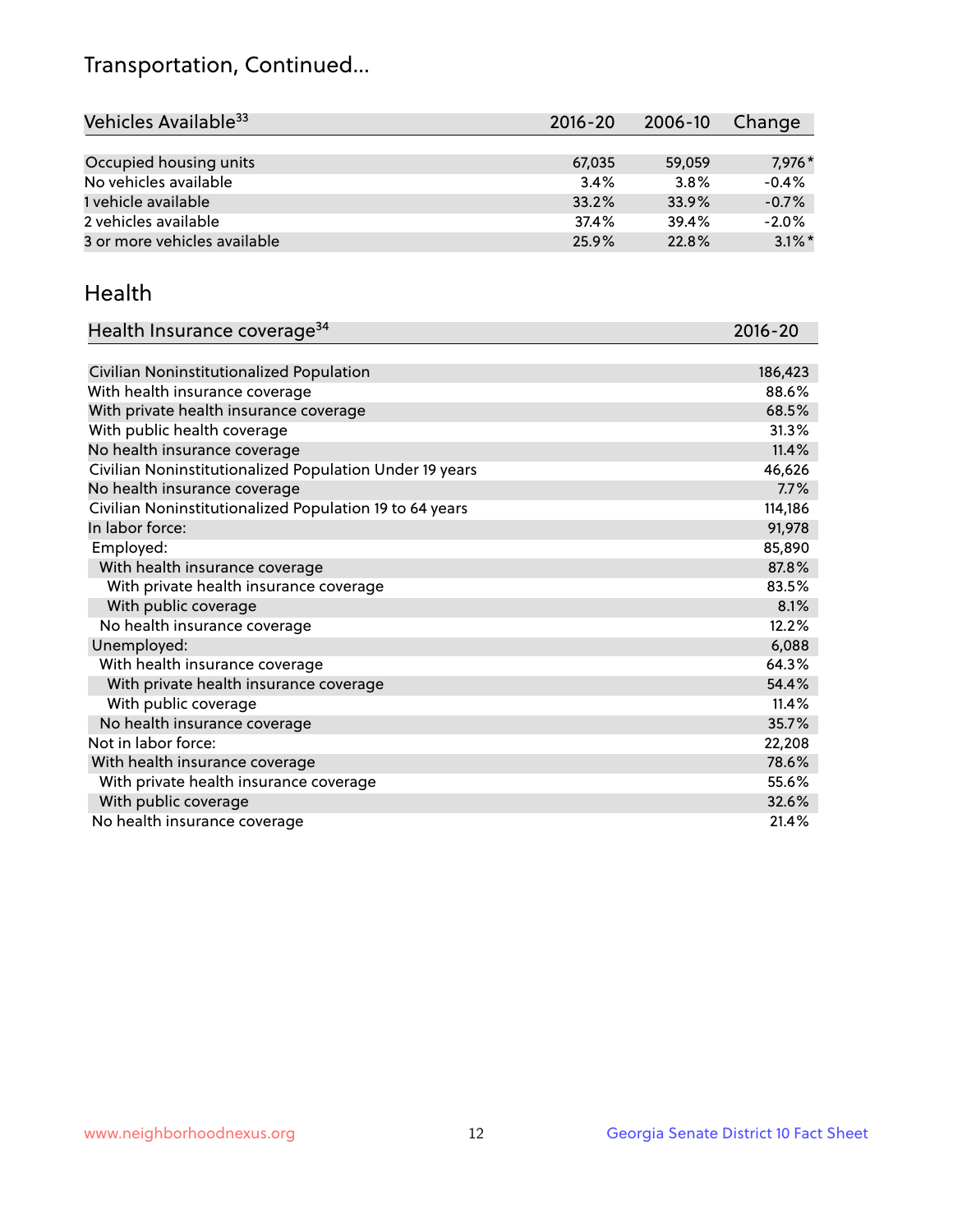# Transportation, Continued...

| Vehicles Available[33] | 2016-20 | 2006-10 | Change |
|---|---|---|---|
| Occupied housing units | 67,035 | 59,059 | 7,976* |
| No vehicles available | 3.4% | 3.8% | -0.4% |
| 1 vehicle available | 33.2% | 33.9% | -0.7% |
| 2 vehicles available | 37.4% | 39.4% | -2.0% |
| 3 or more vehicles available | 25.9% | 22.8% | 3.1%* |

## Health

| Health Insurance coverage[34] | 2016-20 |
|---|---|
| Civilian Noninstitutionalized Population | 186,423 |
| With health insurance coverage | 88.6% |
| With private health insurance coverage | 68.5% |
| With public health coverage | 31.3% |
| No health insurance coverage | 11.4% |
| Civilian Noninstitutionalized Population Under 19 years | 46,626 |
| No health insurance coverage | 7.7% |
| Civilian Noninstitutionalized Population 19 to 64 years | 114,186 |
| In labor force: | 91,978 |
| Employed: | 85,890 |
| With health insurance coverage | 87.8% |
| With private health insurance coverage | 83.5% |
| With public coverage | 8.1% |
| No health insurance coverage | 12.2% |
| Unemployed: | 6,088 |
| With health insurance coverage | 64.3% |
| With private health insurance coverage | 54.4% |
| With public coverage | 11.4% |
| No health insurance coverage | 35.7% |
| Not in labor force: | 22,208 |
| With health insurance coverage | 78.6% |
| With private health insurance coverage | 55.6% |
| With public coverage | 32.6% |
| No health insurance coverage | 21.4% |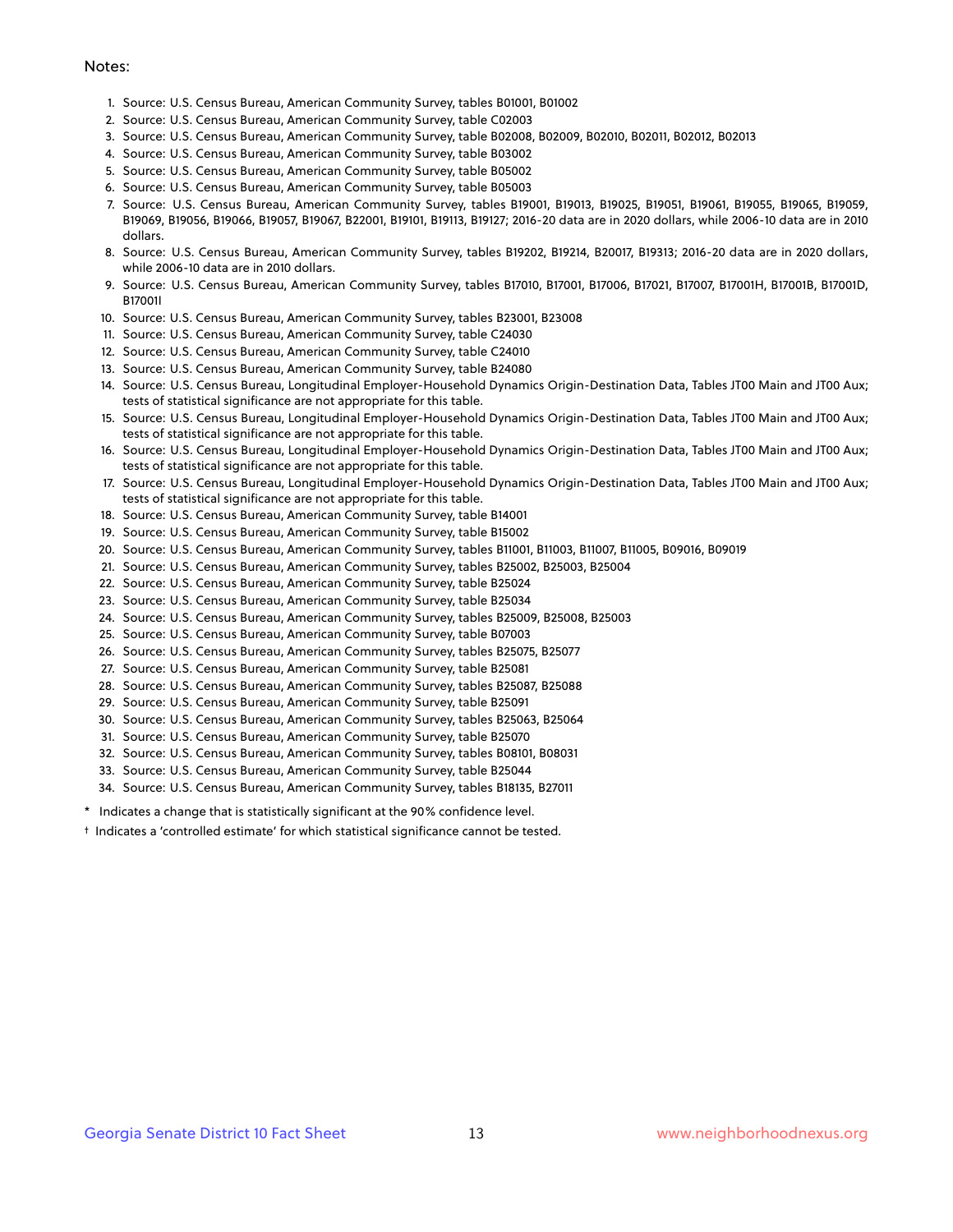Notes:

1. Source: U.S. Census Bureau, American Community Survey, tables B01001, B01002
2. Source: U.S. Census Bureau, American Community Survey, table C02003
3. Source: U.S. Census Bureau, American Community Survey, table B02008, B02009, B02010, B02011, B02012, B02013
4. Source: U.S. Census Bureau, American Community Survey, table B03002
5. Source: U.S. Census Bureau, American Community Survey, table B05002
6. Source: U.S. Census Bureau, American Community Survey, table B05003
7. Source: U.S. Census Bureau, American Community Survey, tables B19001, B19013, B19025, B19051, B19061, B19055, B19065, B19059, B19069, B19056, B19066, B19057, B19067, B22001, B19101, B19113, B19127; 2016-20 data are in 2020 dollars, while 2006-10 data are in 2010 dollars.
8. Source: U.S. Census Bureau, American Community Survey, tables B19202, B19214, B20017, B19313; 2016-20 data are in 2020 dollars, while 2006-10 data are in 2010 dollars.
9. Source: U.S. Census Bureau, American Community Survey, tables B17010, B17001, B17006, B17021, B17007, B17001H, B17001B, B17001D, B17001I
10. Source: U.S. Census Bureau, American Community Survey, tables B23001, B23008
11. Source: U.S. Census Bureau, American Community Survey, table C24030
12. Source: U.S. Census Bureau, American Community Survey, table C24010
13. Source: U.S. Census Bureau, American Community Survey, table B24080
14. Source: U.S. Census Bureau, Longitudinal Employer-Household Dynamics Origin-Destination Data, Tables JT00 Main and JT00 Aux; tests of statistical significance are not appropriate for this table.
15. Source: U.S. Census Bureau, Longitudinal Employer-Household Dynamics Origin-Destination Data, Tables JT00 Main and JT00 Aux; tests of statistical significance are not appropriate for this table.
16. Source: U.S. Census Bureau, Longitudinal Employer-Household Dynamics Origin-Destination Data, Tables JT00 Main and JT00 Aux; tests of statistical significance are not appropriate for this table.
17. Source: U.S. Census Bureau, Longitudinal Employer-Household Dynamics Origin-Destination Data, Tables JT00 Main and JT00 Aux; tests of statistical significance are not appropriate for this table.
18. Source: U.S. Census Bureau, American Community Survey, table B14001
19. Source: U.S. Census Bureau, American Community Survey, table B15002
20. Source: U.S. Census Bureau, American Community Survey, tables B11001, B11003, B11007, B11005, B09016, B09019
21. Source: U.S. Census Bureau, American Community Survey, tables B25002, B25003, B25004
22. Source: U.S. Census Bureau, American Community Survey, table B25024
23. Source: U.S. Census Bureau, American Community Survey, table B25034
24. Source: U.S. Census Bureau, American Community Survey, tables B25009, B25008, B25003
25. Source: U.S. Census Bureau, American Community Survey, table B07003
26. Source: U.S. Census Bureau, American Community Survey, tables B25075, B25077
27. Source: U.S. Census Bureau, American Community Survey, table B25081
28. Source: U.S. Census Bureau, American Community Survey, tables B25087, B25088
29. Source: U.S. Census Bureau, American Community Survey, table B25091
30. Source: U.S. Census Bureau, American Community Survey, tables B25063, B25064
31. Source: U.S. Census Bureau, American Community Survey, table B25070
32. Source: U.S. Census Bureau, American Community Survey, tables B08101, B08031
33. Source: U.S. Census Bureau, American Community Survey, table B25044
34. Source: U.S. Census Bureau, American Community Survey, tables B18135, B27011

\* Indicates a change that is statistically significant at the 90% confidence level.

† Indicates a 'controlled estimate' for which statistical significance cannot be tested.